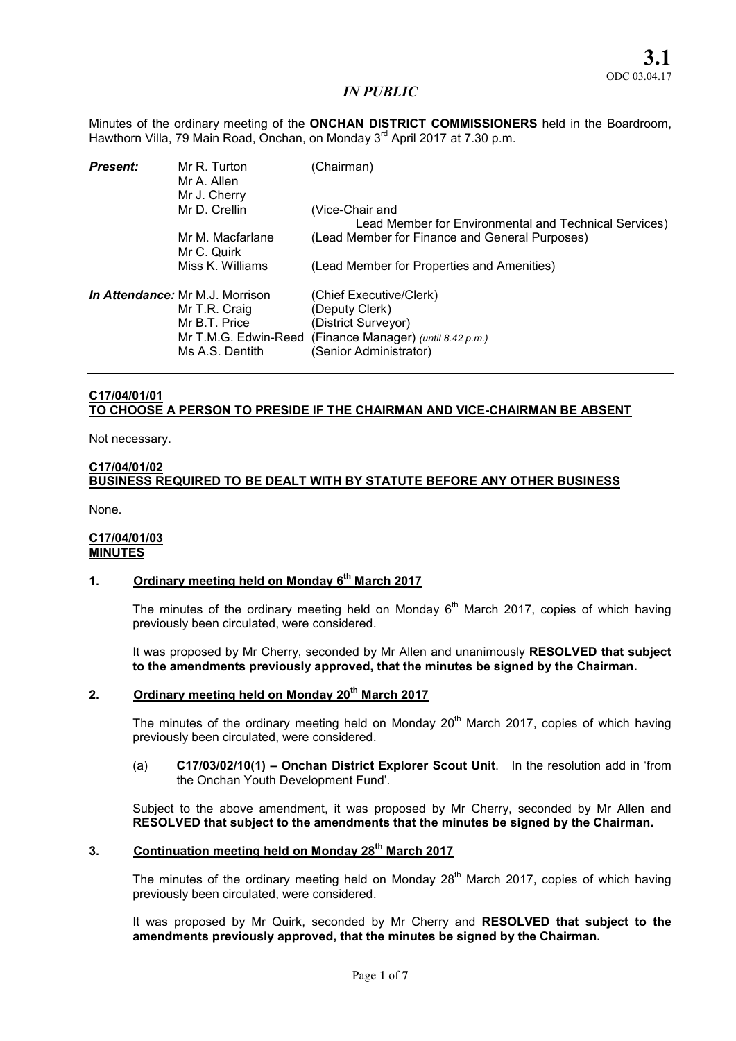**3.1**
ODC 03.04.17

*IN PUBLIC*

Minutes of the ordinary meeting of the **ONCHAN DISTRICT COMMISSIONERS** held in the Boardroom, Hawthorn Villa, 79 Main Road, Onchan, on Monday 3rd April 2017 at 7.30 p.m.

| | | |
|---|---|---|
| ***Present:*** | Mr R. Turton | (Chairman) |
| | Mr A. Allen | |
| | Mr J. Cherry | |
| | Mr D. Crellin | (Vice-Chair and Lead Member for Environmental and Technical Services) |
| | Mr M. Macfarlane | (Lead Member for Finance and General Purposes) |
| | Mr C. Quirk | |
| | Miss K. Williams | (Lead Member for Properties and Amenities) |
| ***In Attendance:*** | Mr M.J. Morrison | (Chief Executive/Clerk) |
| | Mr T.R. Craig | (Deputy Clerk) |
| | Mr B.T. Price | (District Surveyor) |
| | Mr T.M.G. Edwin-Reed | (Finance Manager) *(until 8.42 p.m.)* |
| | Ms A.S. Dentith | (Senior Administrator) |

**C17/04/01/01**
**TO CHOOSE A PERSON TO PRESIDE IF THE CHAIRMAN AND VICE-CHAIRMAN BE ABSENT**

Not necessary.

**C17/04/01/02**
**BUSINESS REQUIRED TO BE DEALT WITH BY STATUTE BEFORE ANY OTHER BUSINESS**

None.

**C17/04/01/03**
**MINUTES**

**1. Ordinary meeting held on Monday 6th March 2017**

The minutes of the ordinary meeting held on Monday 6th March 2017, copies of which having previously been circulated, were considered.

It was proposed by Mr Cherry, seconded by Mr Allen and unanimously **RESOLVED that subject to the amendments previously approved, that the minutes be signed by the Chairman.**

**2. Ordinary meeting held on Monday 20th March 2017**

The minutes of the ordinary meeting held on Monday 20th March 2017, copies of which having previously been circulated, were considered.

(a) **C17/03/02/10(1) – Onchan District Explorer Scout Unit**. In the resolution add in 'from the Onchan Youth Development Fund'.

Subject to the above amendment, it was proposed by Mr Cherry, seconded by Mr Allen and **RESOLVED that subject to the amendments that the minutes be signed by the Chairman.**

**3. Continuation meeting held on Monday 28th March 2017**

The minutes of the ordinary meeting held on Monday 28th March 2017, copies of which having previously been circulated, were considered.

It was proposed by Mr Quirk, seconded by Mr Cherry and **RESOLVED that subject to the amendments previously approved, that the minutes be signed by the Chairman.**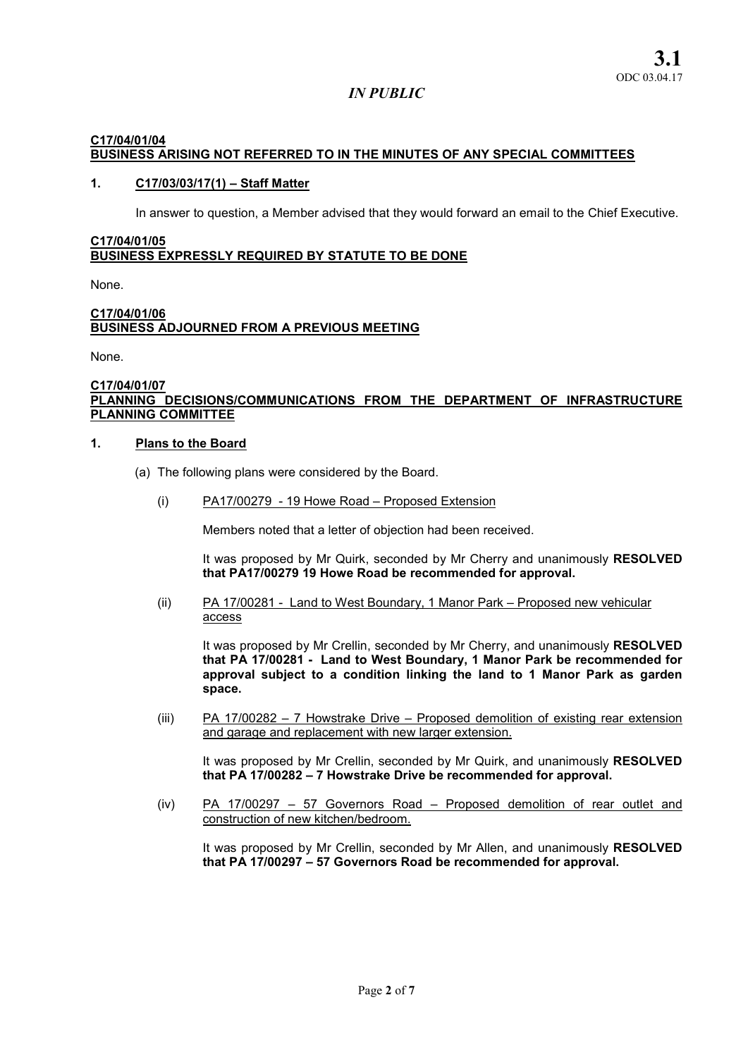*IN PUBLIC*

**C17/04/01/04**
**BUSINESS ARISING NOT REFERRED TO IN THE MINUTES OF ANY SPECIAL COMMITTEES**

**1. C17/03/03/17(1) – Staff Matter**

In answer to question, a Member advised that they would forward an email to the Chief Executive.

**C17/04/01/05**
**BUSINESS EXPRESSLY REQUIRED BY STATUTE TO BE DONE**

None.

**C17/04/01/06**
**BUSINESS ADJOURNED FROM A PREVIOUS MEETING**

None.

**C17/04/01/07**
**PLANNING DECISIONS/COMMUNICATIONS FROM THE DEPARTMENT OF INFRASTRUCTURE PLANNING COMMITTEE**

**1. Plans to the Board**

(a) The following plans were considered by the Board.

(i) PA17/00279 - 19 Howe Road – Proposed Extension

Members noted that a letter of objection had been received.

It was proposed by Mr Quirk, seconded by Mr Cherry and unanimously **RESOLVED that PA17/00279 19 Howe Road be recommended for approval.**

(ii) PA 17/00281 - Land to West Boundary, 1 Manor Park – Proposed new vehicular access

It was proposed by Mr Crellin, seconded by Mr Cherry, and unanimously **RESOLVED that PA 17/00281 - Land to West Boundary, 1 Manor Park be recommended for approval subject to a condition linking the land to 1 Manor Park as garden space.**

(iii) PA 17/00282 – 7 Howstrake Drive – Proposed demolition of existing rear extension and garage and replacement with new larger extension.

It was proposed by Mr Crellin, seconded by Mr Quirk, and unanimously **RESOLVED that PA 17/00282 – 7 Howstrake Drive be recommended for approval.**

(iv) PA 17/00297 – 57 Governors Road – Proposed demolition of rear outlet and construction of new kitchen/bedroom.

It was proposed by Mr Crellin, seconded by Mr Allen, and unanimously **RESOLVED that PA 17/00297 – 57 Governors Road be recommended for approval.**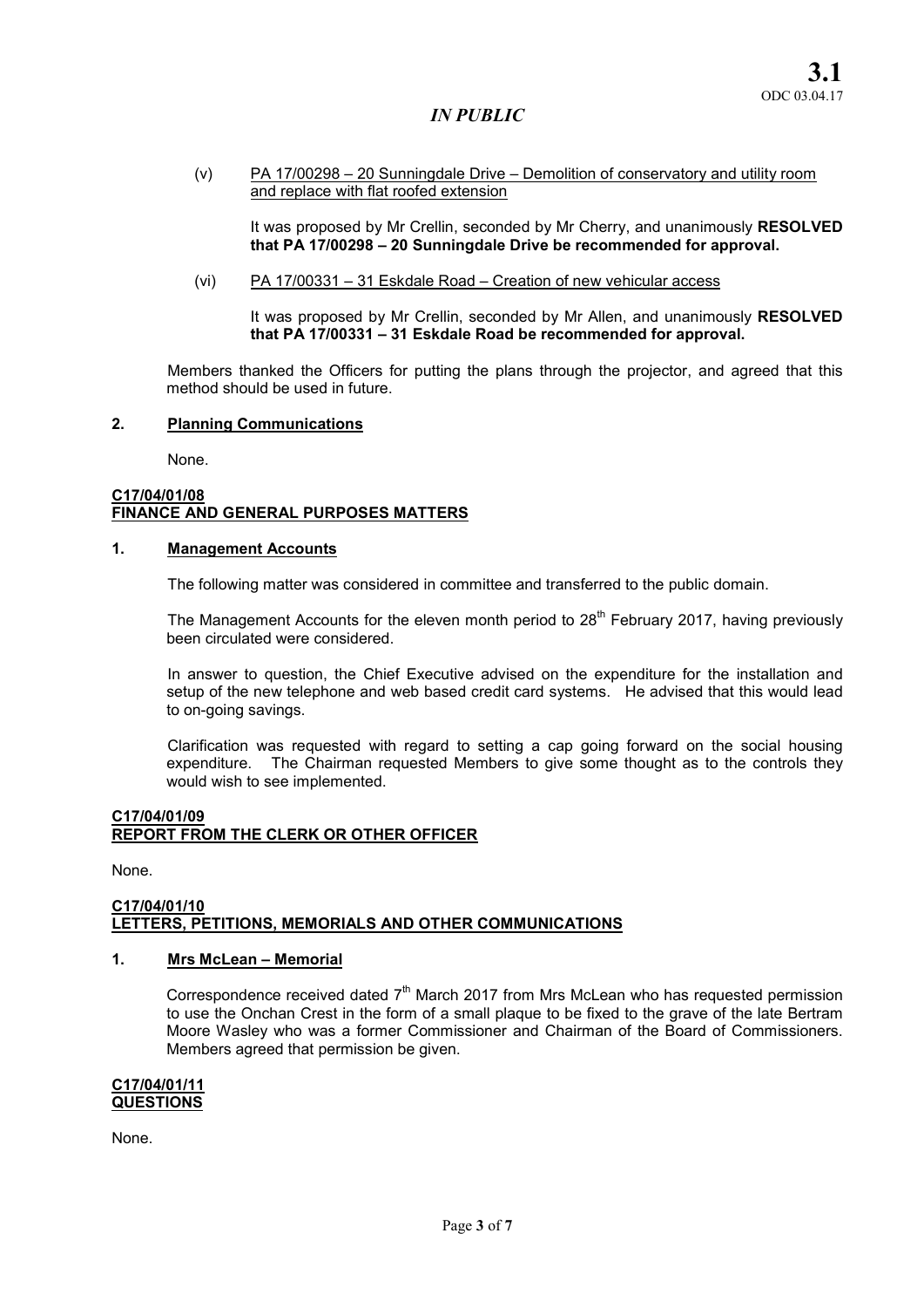*IN PUBLIC*

(v) PA 17/00298 – 20 Sunningdale Drive – Demolition of conservatory and utility room and replace with flat roofed extension

It was proposed by Mr Crellin, seconded by Mr Cherry, and unanimously **RESOLVED that PA 17/00298 – 20 Sunningdale Drive be recommended for approval.**

(vi) PA 17/00331 – 31 Eskdale Road – Creation of new vehicular access

It was proposed by Mr Crellin, seconded by Mr Allen, and unanimously **RESOLVED that PA 17/00331 – 31 Eskdale Road be recommended for approval.**

Members thanked the Officers for putting the plans through the projector, and agreed that this method should be used in future.

**2. Planning Communications**

None.

**C17/04/01/08**
**FINANCE AND GENERAL PURPOSES MATTERS**

**1. Management Accounts**

The following matter was considered in committee and transferred to the public domain.

The Management Accounts for the eleven month period to 28th February 2017, having previously been circulated were considered.

In answer to question, the Chief Executive advised on the expenditure for the installation and setup of the new telephone and web based credit card systems. He advised that this would lead to on-going savings.

Clarification was requested with regard to setting a cap going forward on the social housing expenditure. The Chairman requested Members to give some thought as to the controls they would wish to see implemented.

**C17/04/01/09**
**REPORT FROM THE CLERK OR OTHER OFFICER**

None.

**C17/04/01/10**
**LETTERS, PETITIONS, MEMORIALS AND OTHER COMMUNICATIONS**

**1. Mrs McLean – Memorial**

Correspondence received dated 7th March 2017 from Mrs McLean who has requested permission to use the Onchan Crest in the form of a small plaque to be fixed to the grave of the late Bertram Moore Wasley who was a former Commissioner and Chairman of the Board of Commissioners. Members agreed that permission be given.

**C17/04/01/11**
**QUESTIONS**

None.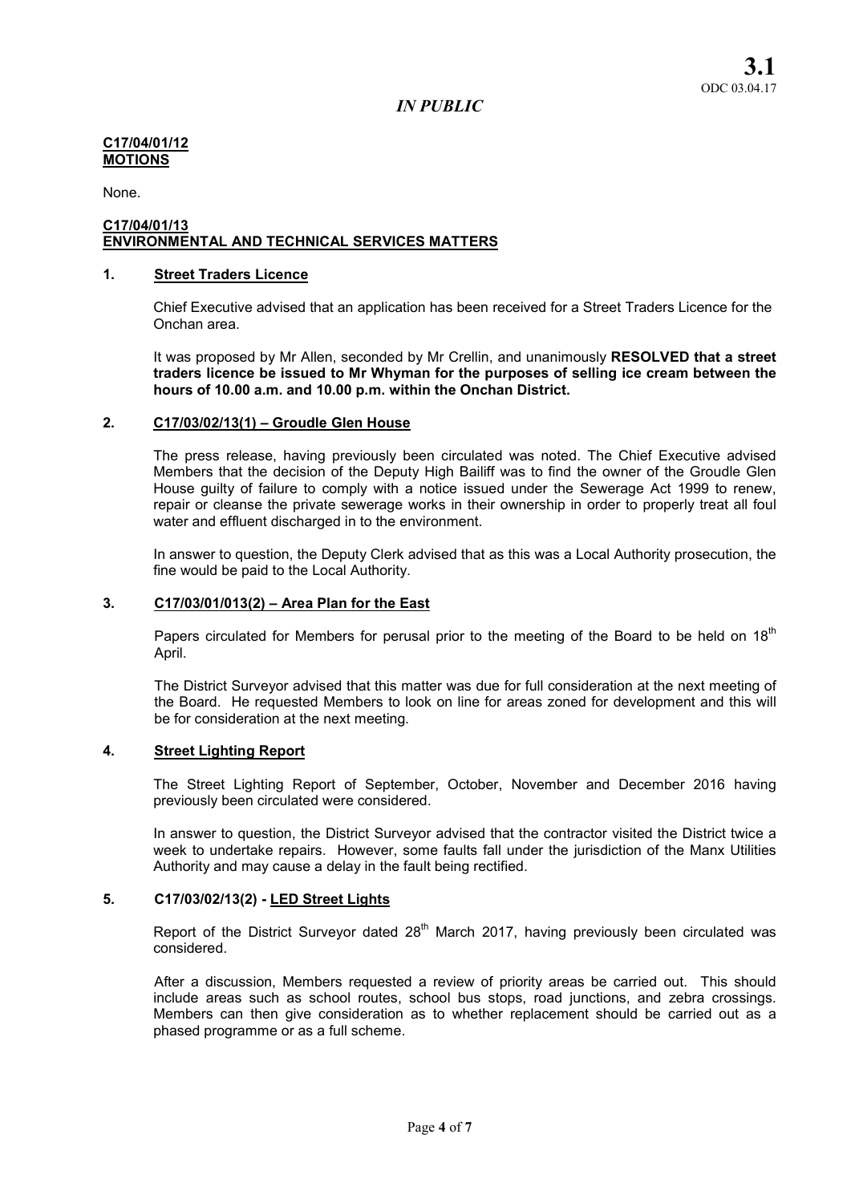**3.1**
ODC 03.04.17

*IN PUBLIC*

**C17/04/01/12**
**MOTIONS**

None.

**C17/04/01/13**
**ENVIRONMENTAL AND TECHNICAL SERVICES MATTERS**

**1. Street Traders Licence**

Chief Executive advised that an application has been received for a Street Traders Licence for the Onchan area.

It was proposed by Mr Allen, seconded by Mr Crellin, and unanimously **RESOLVED that a street traders licence be issued to Mr Whyman for the purposes of selling ice cream between the hours of 10.00 a.m. and 10.00 p.m. within the Onchan District.**

**2. C17/03/02/13(1) – Groudle Glen House**

The press release, having previously been circulated was noted. The Chief Executive advised Members that the decision of the Deputy High Bailiff was to find the owner of the Groudle Glen House guilty of failure to comply with a notice issued under the Sewerage Act 1999 to renew, repair or cleanse the private sewerage works in their ownership in order to properly treat all foul water and effluent discharged in to the environment.

In answer to question, the Deputy Clerk advised that as this was a Local Authority prosecution, the fine would be paid to the Local Authority.

**3. C17/03/01/013(2) – Area Plan for the East**

Papers circulated for Members for perusal prior to the meeting of the Board to be held on 18th April.

The District Surveyor advised that this matter was due for full consideration at the next meeting of the Board. He requested Members to look on line for areas zoned for development and this will be for consideration at the next meeting.

**4. Street Lighting Report**

The Street Lighting Report of September, October, November and December 2016 having previously been circulated were considered.

In answer to question, the District Surveyor advised that the contractor visited the District twice a week to undertake repairs. However, some faults fall under the jurisdiction of the Manx Utilities Authority and may cause a delay in the fault being rectified.

**5. C17/03/02/13(2) - LED Street Lights**

Report of the District Surveyor dated 28th March 2017, having previously been circulated was considered.

After a discussion, Members requested a review of priority areas be carried out. This should include areas such as school routes, school bus stops, road junctions, and zebra crossings. Members can then give consideration as to whether replacement should be carried out as a phased programme or as a full scheme.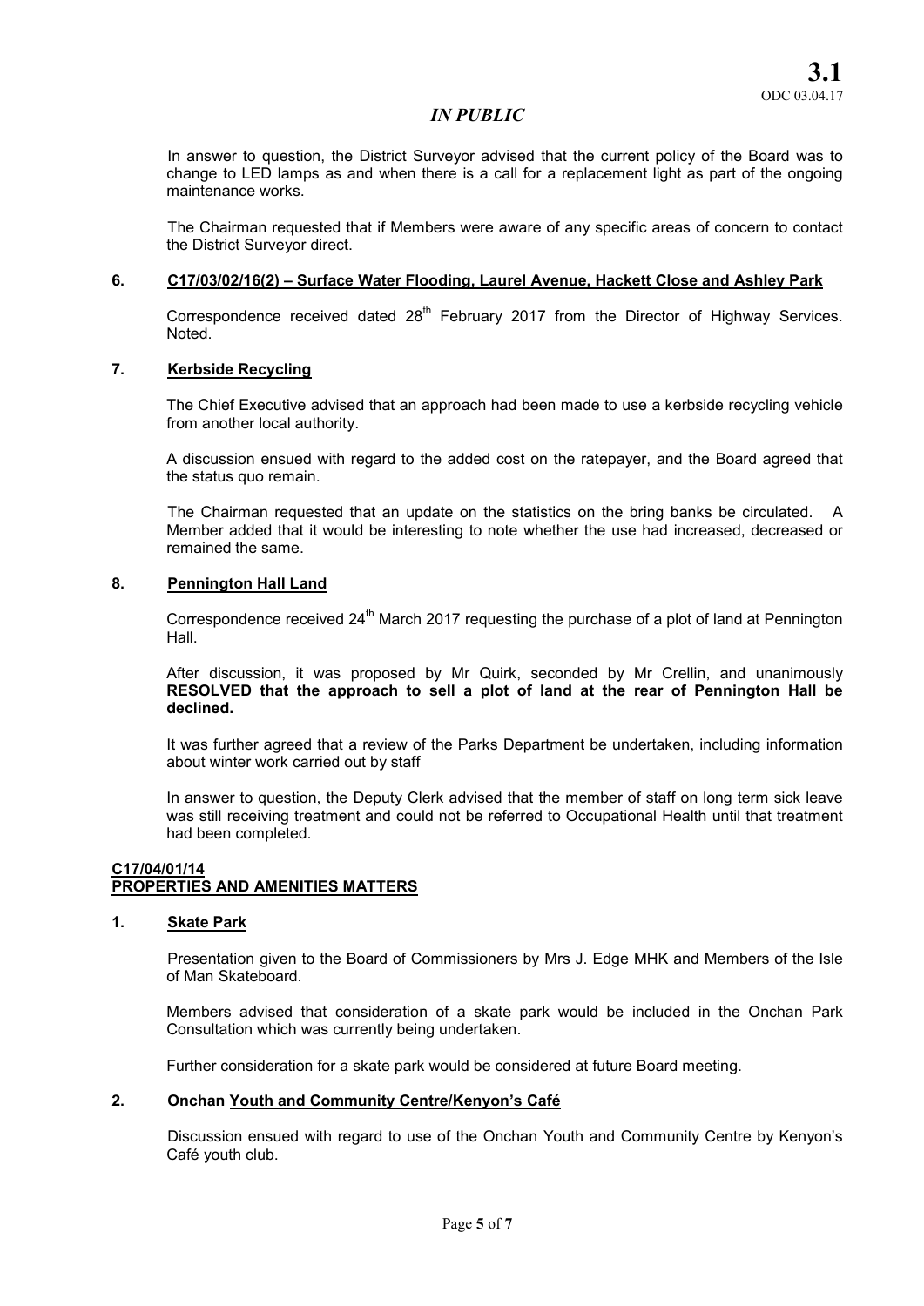*IN PUBLIC*

In answer to question, the District Surveyor advised that the current policy of the Board was to change to LED lamps as and when there is a call for a replacement light as part of the ongoing maintenance works.

The Chairman requested that if Members were aware of any specific areas of concern to contact the District Surveyor direct.

**6. C17/03/02/16(2) – Surface Water Flooding, Laurel Avenue, Hackett Close and Ashley Park**

Correspondence received dated 28th February 2017 from the Director of Highway Services. Noted.

**7. Kerbside Recycling**

The Chief Executive advised that an approach had been made to use a kerbside recycling vehicle from another local authority.

A discussion ensued with regard to the added cost on the ratepayer, and the Board agreed that the status quo remain.

The Chairman requested that an update on the statistics on the bring banks be circulated. A Member added that it would be interesting to note whether the use had increased, decreased or remained the same.

**8. Pennington Hall Land**

Correspondence received 24th March 2017 requesting the purchase of a plot of land at Pennington Hall.

After discussion, it was proposed by Mr Quirk, seconded by Mr Crellin, and unanimously **RESOLVED that the approach to sell a plot of land at the rear of Pennington Hall be declined.**

It was further agreed that a review of the Parks Department be undertaken, including information about winter work carried out by staff

In answer to question, the Deputy Clerk advised that the member of staff on long term sick leave was still receiving treatment and could not be referred to Occupational Health until that treatment had been completed.

**C17/04/01/14**
**PROPERTIES AND AMENITIES MATTERS**

**1. Skate Park**

Presentation given to the Board of Commissioners by Mrs J. Edge MHK and Members of the Isle of Man Skateboard.

Members advised that consideration of a skate park would be included in the Onchan Park Consultation which was currently being undertaken.

Further consideration for a skate park would be considered at future Board meeting.

**2. Onchan Youth and Community Centre/Kenyon's Café**

Discussion ensued with regard to use of the Onchan Youth and Community Centre by Kenyon's Café youth club.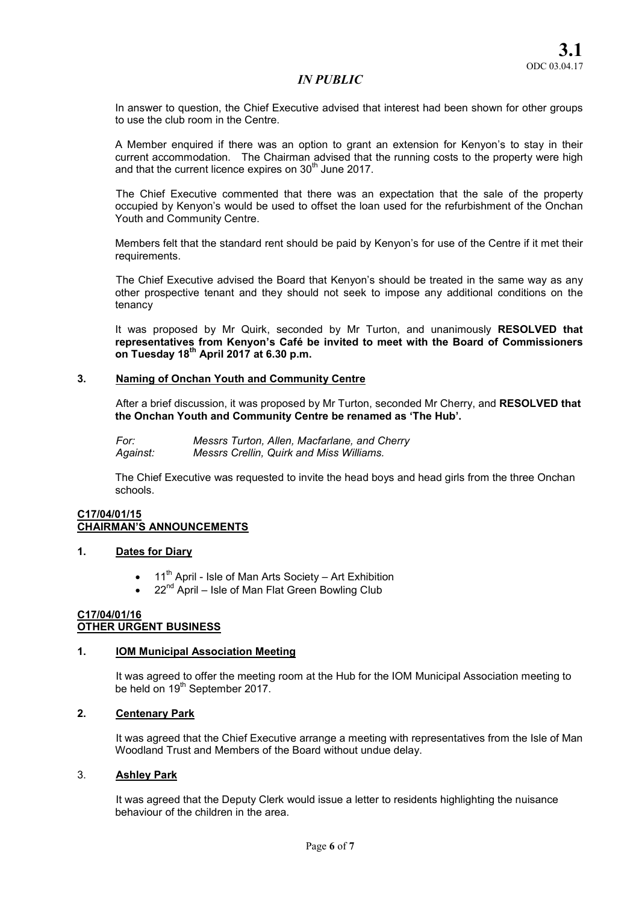In answer to question, the Chief Executive advised that interest had been shown for other groups to use the club room in the Centre.

A Member enquired if there was an option to grant an extension for Kenyon's to stay in their current accommodation. The Chairman advised that the running costs to the property were high and that the current licence expires on 30th June 2017.

The Chief Executive commented that there was an expectation that the sale of the property occupied by Kenyon's would be used to offset the loan used for the refurbishment of the Onchan Youth and Community Centre.

Members felt that the standard rent should be paid by Kenyon's for use of the Centre if it met their requirements.

The Chief Executive advised the Board that Kenyon's should be treated in the same way as any other prospective tenant and they should not seek to impose any additional conditions on the tenancy

It was proposed by Mr Quirk, seconded by Mr Turton, and unanimously **RESOLVED that representatives from Kenyon's Café be invited to meet with the Board of Commissioners on Tuesday 18th April 2017 at 6.30 p.m.**

**3. Naming of Onchan Youth and Community Centre**

After a brief discussion, it was proposed by Mr Turton, seconded Mr Cherry, and **RESOLVED that the Onchan Youth and Community Centre be renamed as 'The Hub'.**

*For:* *Messrs Turton, Allen, Macfarlane, and Cherry*
*Against:* *Messrs Crellin, Quirk and Miss Williams.*

The Chief Executive was requested to invite the head boys and head girls from the three Onchan schools.

## C17/04/01/15
## CHAIRMAN'S ANNOUNCEMENTS

**1. Dates for Diary**

- 11th April - Isle of Man Arts Society – Art Exhibition
- 22nd April – Isle of Man Flat Green Bowling Club

## C17/04/01/16
## OTHER URGENT BUSINESS

**1. IOM Municipal Association Meeting**

It was agreed to offer the meeting room at the Hub for the IOM Municipal Association meeting to be held on 19th September 2017.

**2. Centenary Park**

It was agreed that the Chief Executive arrange a meeting with representatives from the Isle of Man Woodland Trust and Members of the Board without undue delay.

3. **Ashley Park**

It was agreed that the Deputy Clerk would issue a letter to residents highlighting the nuisance behaviour of the children in the area.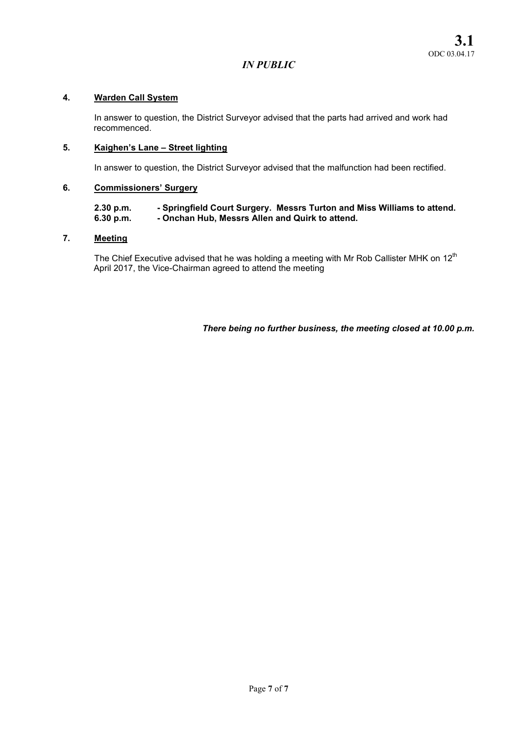**3.1**
ODC 03.04.17

*IN PUBLIC*

**4. Warden Call System**

In answer to question, the District Surveyor advised that the parts had arrived and work had recommenced.

**5. Kaighen's Lane – Street lighting**

In answer to question, the District Surveyor advised that the malfunction had been rectified.

**6. Commissioners' Surgery**

**2.30 p.m. - Springfield Court Surgery. Messrs Turton and Miss Williams to attend.**
**6.30 p.m. - Onchan Hub, Messrs Allen and Quirk to attend.**

**7. Meeting**

The Chief Executive advised that he was holding a meeting with Mr Rob Callister MHK on 12th April 2017, the Vice-Chairman agreed to attend the meeting

***There being no further business, the meeting closed at 10.00 p.m.***